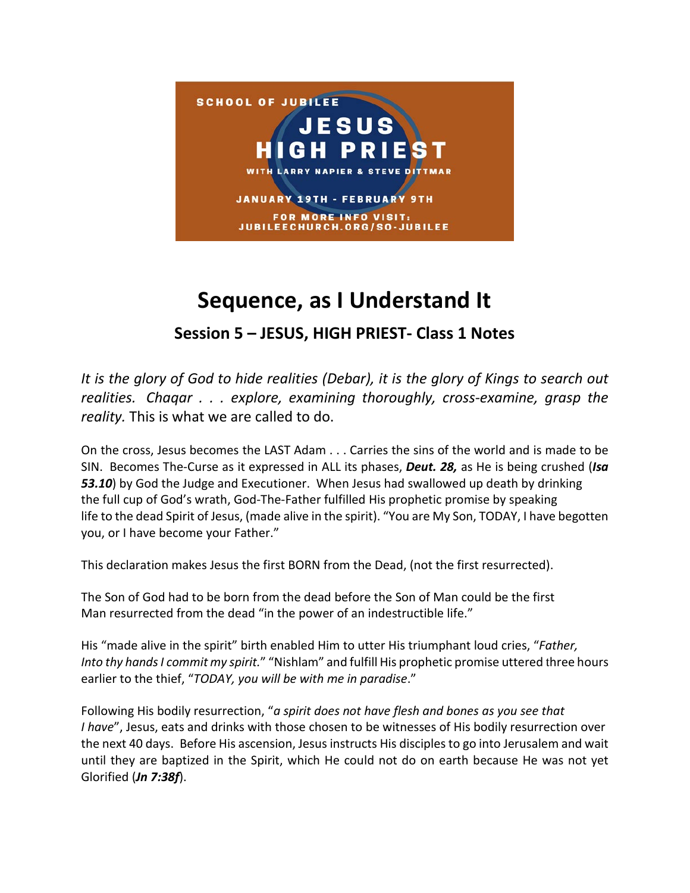SCHOOL OF JUBILEE

JESUS HIGH PRIEST

WITH LARRY NAPIER & STEVE DITTMAR

JANUARY 19TH - FEBRUARY 9TH

FOR MORE INFO VISIT: JUBILEECHURCH.ORG/SO-JUBILEE

# Sequence, as I Understand It

## Session 5 – JESUS, HIGH PRIEST- Class 1 Notes

*It is the glory of God to hide realities (Debar), it is the glory of Kings to search out realities. Chaqar . . . explore, examining thoroughly, cross-examine, grasp the reality.* This is what we are called to do.

On the cross, Jesus becomes the LAST Adam . . . Carries the sins of the world and is made to be SIN. Becomes The-Curse as it expressed in ALL its phases, ***Deut. 28,*** as He is being crushed (***Isa 53.10***) by God the Judge and Executioner. When Jesus had swallowed up death by drinking the full cup of God's wrath, God-The-Father fulfilled His prophetic promise by speaking life to the dead Spirit of Jesus, (made alive in the spirit). "You are My Son, TODAY, I have begotten you, or I have become your Father."

This declaration makes Jesus the first BORN from the Dead, (not the first resurrected).

The Son of God had to be born from the dead before the Son of Man could be the first Man resurrected from the dead "in the power of an indestructible life."

His "made alive in the spirit" birth enabled Him to utter His triumphant loud cries, "*Father, Into thy hands I commit my spirit.*" "Nishlam" and fulfill His prophetic promise uttered three hours earlier to the thief, "*TODAY, you will be with me in paradise*."

Following His bodily resurrection, "*a spirit does not have flesh and bones as you see that I have*", Jesus, eats and drinks with those chosen to be witnesses of His bodily resurrection over the next 40 days. Before His ascension, Jesus instructs His disciples to go into Jerusalem and wait until they are baptized in the Spirit, which He could not do on earth because He was not yet Glorified (***Jn 7:38f***).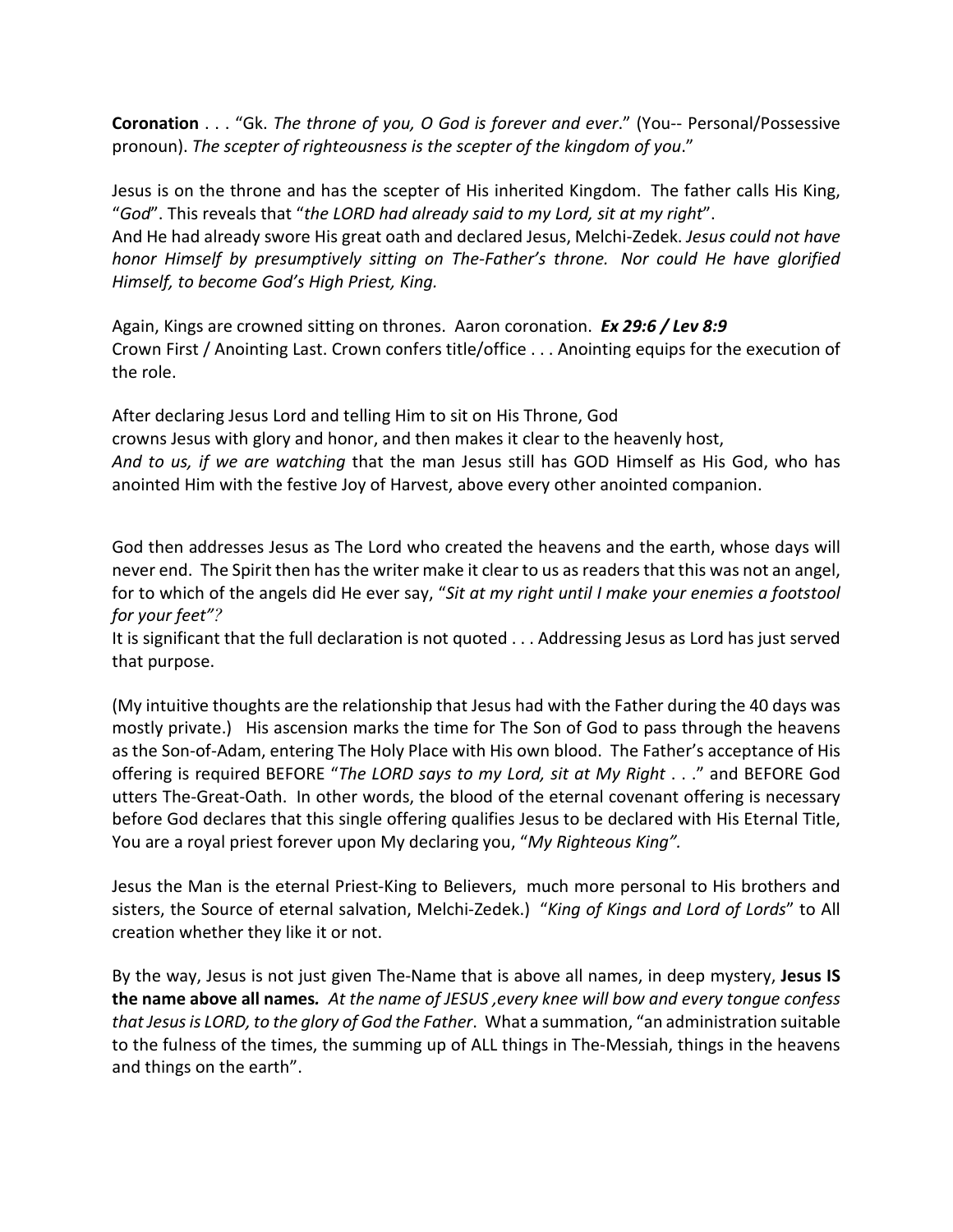**Coronation** . . . "Gk. *The throne of you, O God is forever and ever*." (You-- Personal/Possessive pronoun). *The scepter of righteousness is the scepter of the kingdom of you*."

Jesus is on the throne and has the scepter of His inherited Kingdom. The father calls His King, "*God*". This reveals that "*the LORD had already said to my Lord, sit at my right*".
And He had already swore His great oath and declared Jesus, Melchi-Zedek. *Jesus could not have honor Himself by presumptively sitting on The-Father's throne. Nor could He have glorified Himself, to become God's High Priest, King.*

Again, Kings are crowned sitting on thrones. Aaron coronation. ***Ex 29:6 / Lev 8:9***
Crown First / Anointing Last. Crown confers title/office . . . Anointing equips for the execution of the role.

After declaring Jesus Lord and telling Him to sit on His Throne, God
crowns Jesus with glory and honor, and then makes it clear to the heavenly host,
*And to us, if we are watching* that the man Jesus still has GOD Himself as His God, who has anointed Him with the festive Joy of Harvest, above every other anointed companion.

God then addresses Jesus as The Lord who created the heavens and the earth, whose days will never end. The Spirit then has the writer make it clear to us as readers that this was not an angel, for to which of the angels did He ever say, "*Sit at my right until I make your enemies a footstool for your feet"?*
It is significant that the full declaration is not quoted . . . Addressing Jesus as Lord has just served that purpose.

(My intuitive thoughts are the relationship that Jesus had with the Father during the 40 days was mostly private.) His ascension marks the time for The Son of God to pass through the heavens as the Son-of-Adam, entering The Holy Place with His own blood. The Father's acceptance of His offering is required BEFORE "*The LORD says to my Lord, sit at My Right* . . ." and BEFORE God utters The-Great-Oath. In other words, the blood of the eternal covenant offering is necessary before God declares that this single offering qualifies Jesus to be declared with His Eternal Title, You are a royal priest forever upon My declaring you, "*My Righteous King".*

Jesus the Man is the eternal Priest-King to Believers, much more personal to His brothers and sisters, the Source of eternal salvation, Melchi-Zedek.) "*King of Kings and Lord of Lords*" to All creation whether they like it or not.

By the way, Jesus is not just given The-Name that is above all names, in deep mystery, **Jesus IS the name above all names.** *At the name of JESUS ,every knee will bow and every tongue confess that Jesus is LORD, to the glory of God the Father*. What a summation, "an administration suitable to the fulness of the times, the summing up of ALL things in The-Messiah, things in the heavens and things on the earth".